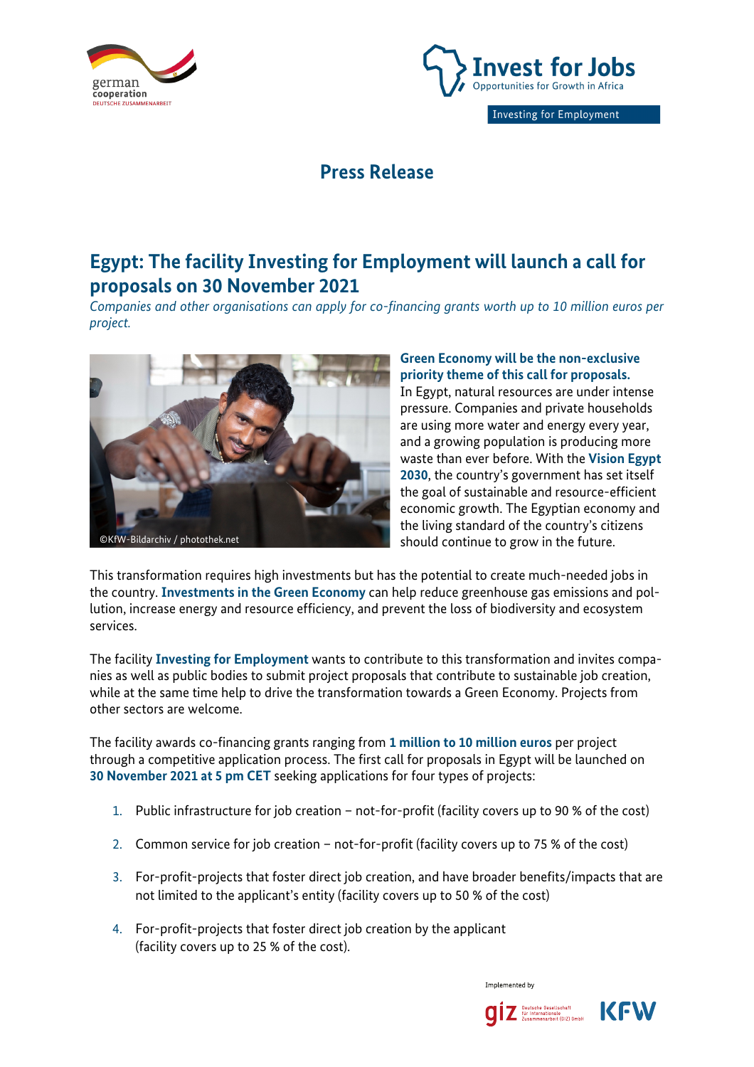german cooperation
DEUTSCHE ZUSAMMENARBEIT

Invest for Jobs
Opportunities for Growth in Africa

Investing for Employment

## Press Release

# Egypt: The facility Investing for Employment will launch a call for proposals on 30 November 2021

*Companies and other organisations can apply for co-financing grants worth up to 10 million euros per project.*

©KfW-Bildarchiv / photothek.net

**Green Economy will be the non-exclusive priority theme of this call for proposals.**
In Egypt, natural resources are under intense pressure. Companies and private households are using more water and energy every year, and a growing population is producing more waste than ever before. With the **Vision Egypt 2030**, the country's government has set itself the goal of sustainable and resource-efficient economic growth. The Egyptian economy and the living standard of the country's citizens should continue to grow in the future.

This transformation requires high investments but has the potential to create much-needed jobs in the country. **Investments in the Green Economy** can help reduce greenhouse gas emissions and pollution, increase energy and resource efficiency, and prevent the loss of biodiversity and ecosystem services.

The facility **Investing for Employment** wants to contribute to this transformation and invites companies as well as public bodies to submit project proposals that contribute to sustainable job creation, while at the same time help to drive the transformation towards a Green Economy. Projects from other sectors are welcome.

The facility awards co-financing grants ranging from **1 million to 10 million euros** per project through a competitive application process. The first call for proposals in Egypt will be launched on **30 November 2021 at 5 pm CET** seeking applications for four types of projects:

1. Public infrastructure for job creation – not-for-profit (facility covers up to 90 % of the cost)
2. Common service for job creation – not-for-profit (facility covers up to 75 % of the cost)
3. For-profit-projects that foster direct job creation, and have broader benefits/impacts that are not limited to the applicant's entity (facility covers up to 50 % of the cost)
4. For-profit-projects that foster direct job creation by the applicant (facility covers up to 25 % of the cost).

Implemented by

giz Deutsche Gesellschaft für Internationale Zusammenarbeit (GIZ) GmbH

KfW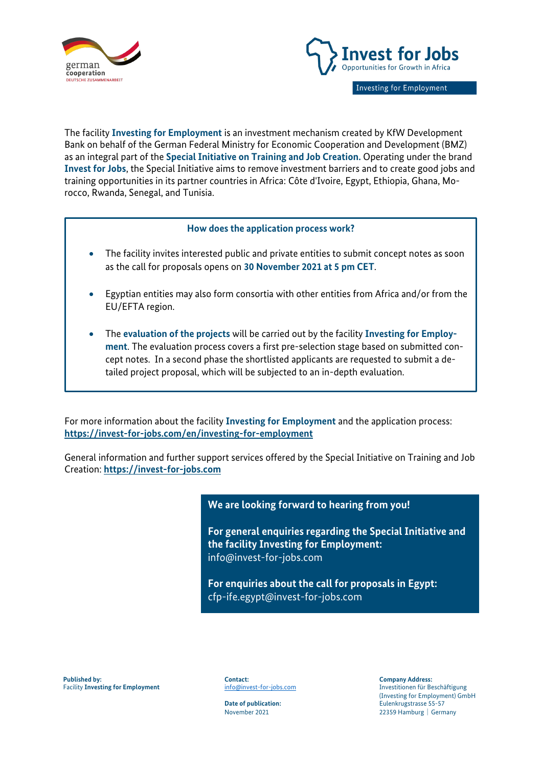The facility **Investing for Employment** is an investment mechanism created by KfW Development Bank on behalf of the German Federal Ministry for Economic Cooperation and Development (BMZ) as an integral part of the **Special Initiative on Training and Job Creation.** Operating under the brand **Invest for Jobs**, the Special Initiative aims to remove investment barriers and to create good jobs and training opportunities in its partner countries in Africa: Côte d'Ivoire, Egypt, Ethiopia, Ghana, Morocco, Rwanda, Senegal, and Tunisia.

### How does the application process work?

- The facility invites interested public and private entities to submit concept notes as soon as the call for proposals opens on **30 November 2021 at 5 pm CET**.
- Egyptian entities may also form consortia with other entities from Africa and/or from the EU/EFTA region.
- The **evaluation of the projects** will be carried out by the facility **Investing for Employment**. The evaluation process covers a first pre-selection stage based on submitted concept notes. In a second phase the shortlisted applicants are requested to submit a detailed project proposal, which will be subjected to an in-depth evaluation.

For more information about the facility **Investing for Employment** and the application process: **https://invest-for-jobs.com/en/investing-for-employment**

General information and further support services offered by the Special Initiative on Training and Job Creation: **https://invest-for-jobs.com**

**We are looking forward to hearing from you!**

**For general enquiries regarding the Special Initiative and the facility Investing for Employment:**
info@invest-for-jobs.com

**For enquiries about the call for proposals in Egypt:**
cfp-ife.egypt@invest-for-jobs.com

**Published by:**
Facility **Investing for Employment**

**Contact:**
info@invest-for-jobs.com

**Date of publication:**
November 2021

**Company Address:**
Investitionen für Beschäftigung
(Investing for Employment) GmbH
Eulenkrugstrasse 55-57
22359 Hamburg | Germany